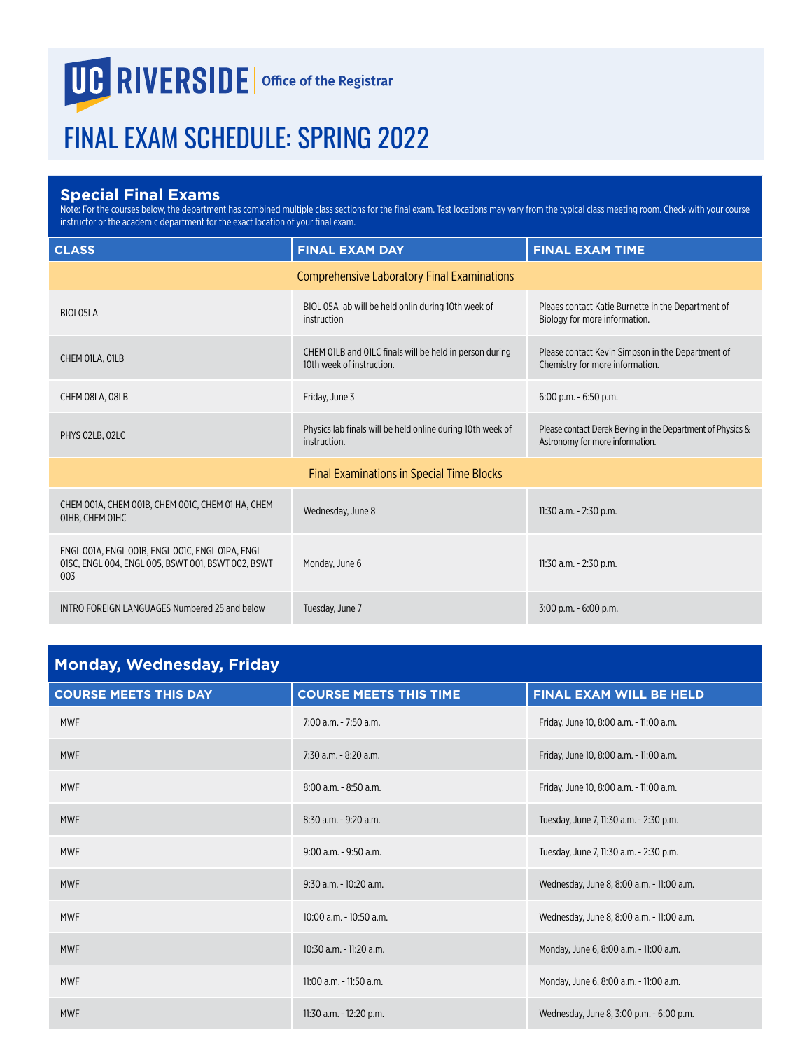UC RIVERSIDE | Office of the Registrar

# FINAL EXAM SCHEDULE: SPRING 2022

## Special Final Exams

Note: For the courses below, the department has combined multiple class sections for the final exam. Test locations may vary from the typical class meeting room. Check with your course instructor or the academic department for the exact location of your final exam.

| CLASS | FINAL EXAM DAY | FINAL EXAM TIME |
|---|---|---|
| **Comprehensive Laboratory Final Examinations** | | |
| BIOL05LA | BIOL 05A lab will be held onlin during 10th week of instruction | Pleaes contact Katie Burnette in the Department of Biology for more information. |
| CHEM 01LA, 01LB | CHEM 01LB and 01LC finals will be held in person during 10th week of instruction. | Please contact Kevin Simpson in the Department of Chemistry for more information. |
| CHEM 08LA, 08LB | Friday, June 3 | 6:00 p.m. - 6:50 p.m. |
| PHYS 02LB, 02LC | Physics lab finals will be held online during 10th week of instruction. | Please contact Derek Beving in the Department of Physics & Astronomy for more information. |
| **Final Examinations in Special Time Blocks** | | |
| CHEM 001A, CHEM 001B, CHEM 001C, CHEM 01 HA, CHEM 01HB, CHEM 01HC | Wednesday, June 8 | 11:30 a.m. - 2:30 p.m. |
| ENGL 001A, ENGL 001B, ENGL 001C, ENGL 01PA, ENGL 01SC, ENGL 004, ENGL 005, BSWT 001, BSWT 002, BSWT 003 | Monday, June 6 | 11:30 a.m. - 2:30 p.m. |
| INTRO FOREIGN LANGUAGES Numbered 25 and below | Tuesday, June 7 | 3:00 p.m. - 6:00 p.m. |

## Monday, Wednesday, Friday

| COURSE MEETS THIS DAY | COURSE MEETS THIS TIME | FINAL EXAM WILL BE HELD |
|---|---|---|
| MWF | 7:00 a.m. - 7:50 a.m. | Friday, June 10, 8:00 a.m. - 11:00 a.m. |
| MWF | 7:30 a.m. - 8:20 a.m. | Friday, June 10, 8:00 a.m. - 11:00 a.m. |
| MWF | 8:00 a.m. - 8:50 a.m. | Friday, June 10, 8:00 a.m. - 11:00 a.m. |
| MWF | 8:30 a.m. - 9:20 a.m. | Tuesday, June 7, 11:30 a.m. - 2:30 p.m. |
| MWF | 9:00 a.m. - 9:50 a.m. | Tuesday, June 7, 11:30 a.m. - 2:30 p.m. |
| MWF | 9:30 a.m. - 10:20 a.m. | Wednesday, June 8, 8:00 a.m. - 11:00 a.m. |
| MWF | 10:00 a.m. - 10:50 a.m. | Wednesday, June 8, 8:00 a.m. - 11:00 a.m. |
| MWF | 10:30 a.m. - 11:20 a.m. | Monday, June 6, 8:00 a.m. - 11:00 a.m. |
| MWF | 11:00 a.m. - 11:50 a.m. | Monday, June 6, 8:00 a.m. - 11:00 a.m. |
| MWF | 11:30 a.m. - 12:20 p.m. | Wednesday, June 8, 3:00 p.m. - 6:00 p.m. |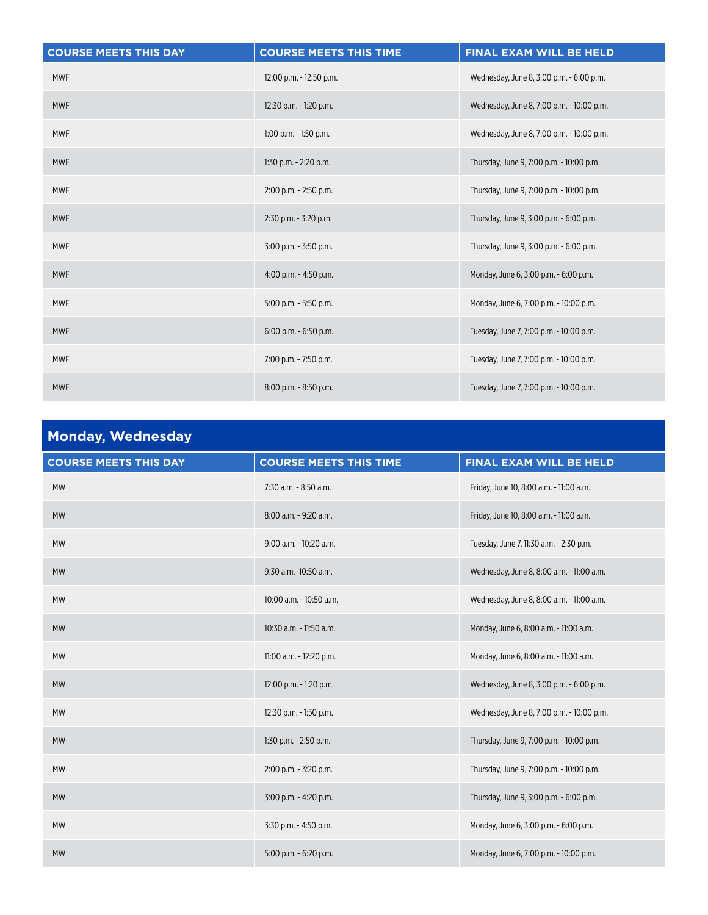| COURSE MEETS THIS DAY | COURSE MEETS THIS TIME | FINAL EXAM WILL BE HELD |
|---|---|---|
| MWF | 12:00 p.m. - 12:50 p.m. | Wednesday, June 8, 3:00 p.m. - 6:00 p.m. |
| MWF | 12:30 p.m. - 1:20 p.m. | Wednesday, June 8, 7:00 p.m. - 10:00 p.m. |
| MWF | 1:00 p.m. - 1:50 p.m. | Wednesday, June 8, 7:00 p.m. - 10:00 p.m. |
| MWF | 1:30 p.m. - 2:20 p.m. | Thursday, June 9, 7:00 p.m. - 10:00 p.m. |
| MWF | 2:00 p.m. - 2:50 p.m. | Thursday, June 9, 7:00 p.m. - 10:00 p.m. |
| MWF | 2:30 p.m. - 3:20 p.m. | Thursday, June 9, 3:00 p.m. - 6:00 p.m. |
| MWF | 3:00 p.m. - 3:50 p.m. | Thursday, June 9, 3:00 p.m. - 6:00 p.m. |
| MWF | 4:00 p.m. - 4:50 p.m. | Monday, June 6, 3:00 p.m. - 6:00 p.m. |
| MWF | 5:00 p.m. - 5:50 p.m. | Monday, June 6, 7:00 p.m. - 10:00 p.m. |
| MWF | 6:00 p.m. - 6:50 p.m. | Tuesday, June 7, 7:00 p.m. - 10:00 p.m. |
| MWF | 7:00 p.m. - 7:50 p.m. | Tuesday, June 7, 7:00 p.m. - 10:00 p.m. |
| MWF | 8:00 p.m. - 8:50 p.m. | Tuesday, June 7, 7:00 p.m. - 10:00 p.m. |

## Monday, Wednesday

| COURSE MEETS THIS DAY | COURSE MEETS THIS TIME | FINAL EXAM WILL BE HELD |
|---|---|---|
| MW | 7:30 a.m. - 8:50 a.m. | Friday, June 10, 8:00 a.m. - 11:00 a.m. |
| MW | 8:00 a.m. - 9:20 a.m. | Friday, June 10, 8:00 a.m. - 11:00 a.m. |
| MW | 9:00 a.m. - 10:20 a.m. | Tuesday, June 7, 11:30 a.m. - 2:30 p.m. |
| MW | 9:30 a.m. -10:50 a.m. | Wednesday, June 8, 8:00 a.m. - 11:00 a.m. |
| MW | 10:00 a.m. - 10:50 a.m. | Wednesday, June 8, 8:00 a.m. - 11:00 a.m. |
| MW | 10:30 a.m. - 11:50 a.m. | Monday, June 6, 8:00 a.m. - 11:00 a.m. |
| MW | 11:00 a.m. - 12:20 p.m. | Monday, June 6, 8:00 a.m. - 11:00 a.m. |
| MW | 12:00 p.m. - 1:20 p.m. | Wednesday, June 8, 3:00 p.m. - 6:00 p.m. |
| MW | 12:30 p.m. - 1:50 p.m. | Wednesday, June 8, 7:00 p.m. - 10:00 p.m. |
| MW | 1:30 p.m. - 2:50 p.m. | Thursday, June 9, 7:00 p.m. - 10:00 p.m. |
| MW | 2:00 p.m. - 3:20 p.m. | Thursday, June 9, 7:00 p.m. - 10:00 p.m. |
| MW | 3:00 p.m. - 4:20 p.m. | Thursday, June 9, 3:00 p.m. - 6:00 p.m. |
| MW | 3:30 p.m. - 4:50 p.m. | Monday, June 6, 3:00 p.m. - 6:00 p.m. |
| MW | 5:00 p.m. - 6:20 p.m. | Monday, June 6, 7:00 p.m. - 10:00 p.m. |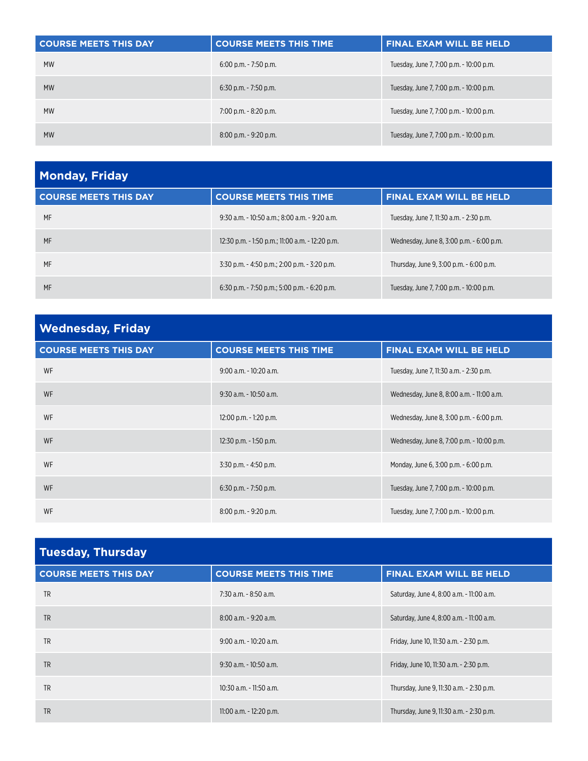| COURSE MEETS THIS DAY | COURSE MEETS THIS TIME | FINAL EXAM WILL BE HELD |
|---|---|---|
| MW | 6:00 p.m. - 7:50 p.m. | Tuesday, June 7, 7:00 p.m. - 10:00 p.m. |
| MW | 6:30 p.m. - 7:50 p.m. | Tuesday, June 7, 7:00 p.m. - 10:00 p.m. |
| MW | 7:00 p.m. - 8:20 p.m. | Tuesday, June 7, 7:00 p.m. - 10:00 p.m. |
| MW | 8:00 p.m. - 9:20 p.m. | Tuesday, June 7, 7:00 p.m. - 10:00 p.m. |

## Monday, Friday

| COURSE MEETS THIS DAY | COURSE MEETS THIS TIME | FINAL EXAM WILL BE HELD |
|---|---|---|
| MF | 9:30 a.m. - 10:50 a.m.; 8:00 a.m. - 9:20 a.m. | Tuesday, June 7, 11:30 a.m. - 2:30 p.m. |
| MF | 12:30 p.m. - 1:50 p.m.; 11:00 a.m. - 12:20 p.m. | Wednesday, June 8, 3:00 p.m. - 6:00 p.m. |
| MF | 3:30 p.m. - 4:50 p.m.; 2:00 p.m. - 3:20 p.m. | Thursday, June 9, 3:00 p.m. - 6:00 p.m. |
| MF | 6:30 p.m. - 7:50 p.m.; 5:00 p.m. - 6:20 p.m. | Tuesday, June 7, 7:00 p.m. - 10:00 p.m. |

## Wednesday, Friday

| COURSE MEETS THIS DAY | COURSE MEETS THIS TIME | FINAL EXAM WILL BE HELD |
|---|---|---|
| WF | 9:00 a.m. - 10:20 a.m. | Tuesday, June 7, 11:30 a.m. - 2:30 p.m. |
| WF | 9:30 a.m. - 10:50 a.m. | Wednesday, June 8, 8:00 a.m. - 11:00 a.m. |
| WF | 12:00 p.m. - 1:20 p.m. | Wednesday, June 8, 3:00 p.m. - 6:00 p.m. |
| WF | 12:30 p.m. - 1:50 p.m. | Wednesday, June 8, 7:00 p.m. - 10:00 p.m. |
| WF | 3:30 p.m. - 4:50 p.m. | Monday, June 6, 3:00 p.m. - 6:00 p.m. |
| WF | 6:30 p.m. - 7:50 p.m. | Tuesday, June 7, 7:00 p.m. - 10:00 p.m. |
| WF | 8:00 p.m. - 9:20 p.m. | Tuesday, June 7, 7:00 p.m. - 10:00 p.m. |

## Tuesday, Thursday

| COURSE MEETS THIS DAY | COURSE MEETS THIS TIME | FINAL EXAM WILL BE HELD |
|---|---|---|
| TR | 7:30 a.m. - 8:50 a.m. | Saturday, June 4, 8:00 a.m. - 11:00 a.m. |
| TR | 8:00 a.m. - 9:20 a.m. | Saturday, June 4, 8:00 a.m. - 11:00 a.m. |
| TR | 9:00 a.m. - 10:20 a.m. | Friday, June 10, 11:30 a.m. - 2:30 p.m. |
| TR | 9:30 a.m. - 10:50 a.m. | Friday, June 10, 11:30 a.m. - 2:30 p.m. |
| TR | 10:30 a.m. - 11:50 a.m. | Thursday, June 9, 11:30 a.m. - 2:30 p.m. |
| TR | 11:00 a.m. - 12:20 p.m. | Thursday, June 9, 11:30 a.m. - 2:30 p.m. |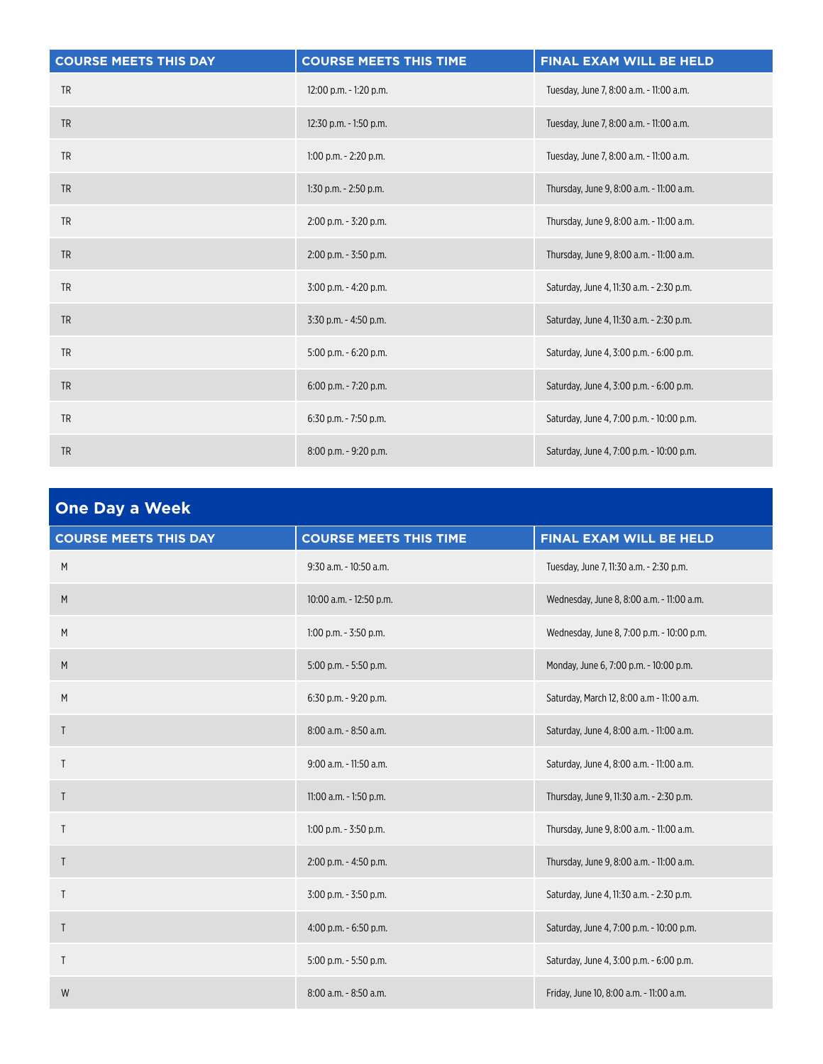| COURSE MEETS THIS DAY | COURSE MEETS THIS TIME | FINAL EXAM WILL BE HELD |
|---|---|---|
| TR | 12:00 p.m. - 1:20 p.m. | Tuesday, June 7, 8:00 a.m. - 11:00 a.m. |
| TR | 12:30 p.m. - 1:50 p.m. | Tuesday, June 7, 8:00 a.m. - 11:00 a.m. |
| TR | 1:00 p.m. - 2:20 p.m. | Tuesday, June 7, 8:00 a.m. - 11:00 a.m. |
| TR | 1:30 p.m. - 2:50 p.m. | Thursday, June 9, 8:00 a.m. - 11:00 a.m. |
| TR | 2:00 p.m. - 3:20 p.m. | Thursday, June 9, 8:00 a.m. - 11:00 a.m. |
| TR | 2:00 p.m. - 3:50 p.m. | Thursday, June 9, 8:00 a.m. - 11:00 a.m. |
| TR | 3:00 p.m. - 4:20 p.m. | Saturday, June 4, 11:30 a.m. - 2:30 p.m. |
| TR | 3:30 p.m. - 4:50 p.m. | Saturday, June 4, 11:30 a.m. - 2:30 p.m. |
| TR | 5:00 p.m. - 6:20 p.m. | Saturday, June 4, 3:00 p.m. - 6:00 p.m. |
| TR | 6:00 p.m. - 7:20 p.m. | Saturday, June 4, 3:00 p.m. - 6:00 p.m. |
| TR | 6:30 p.m. - 7:50 p.m. | Saturday, June 4, 7:00 p.m. - 10:00 p.m. |
| TR | 8:00 p.m. - 9:20 p.m. | Saturday, June 4, 7:00 p.m. - 10:00 p.m. |

## One Day a Week

| COURSE MEETS THIS DAY | COURSE MEETS THIS TIME | FINAL EXAM WILL BE HELD |
|---|---|---|
| M | 9:30 a.m. - 10:50 a.m. | Tuesday, June 7, 11:30 a.m. - 2:30 p.m. |
| M | 10:00 a.m. - 12:50 p.m. | Wednesday, June 8, 8:00 a.m. - 11:00 a.m. |
| M | 1:00 p.m. - 3:50 p.m. | Wednesday, June 8, 7:00 p.m. - 10:00 p.m. |
| M | 5:00 p.m. - 5:50 p.m. | Monday, June 6, 7:00 p.m. - 10:00 p.m. |
| M | 6:30 p.m. - 9:20 p.m. | Saturday, March 12, 8:00 a.m - 11:00 a.m. |
| T | 8:00 a.m. - 8:50 a.m. | Saturday, June 4, 8:00 a.m. - 11:00 a.m. |
| T | 9:00 a.m. - 11:50 a.m. | Saturday, June 4, 8:00 a.m. - 11:00 a.m. |
| T | 11:00 a.m. - 1:50 p.m. | Thursday, June 9, 11:30 a.m. - 2:30 p.m. |
| T | 1:00 p.m. - 3:50 p.m. | Thursday, June 9, 8:00 a.m. - 11:00 a.m. |
| T | 2:00 p.m. - 4:50 p.m. | Thursday, June 9, 8:00 a.m. - 11:00 a.m. |
| T | 3:00 p.m. - 3:50 p.m. | Saturday, June 4, 11:30 a.m. - 2:30 p.m. |
| T | 4:00 p.m. - 6:50 p.m. | Saturday, June 4, 7:00 p.m. - 10:00 p.m. |
| T | 5:00 p.m. - 5:50 p.m. | Saturday, June 4, 3:00 p.m. - 6:00 p.m. |
| W | 8:00 a.m. - 8:50 a.m. | Friday, June 10, 8:00 a.m. - 11:00 a.m. |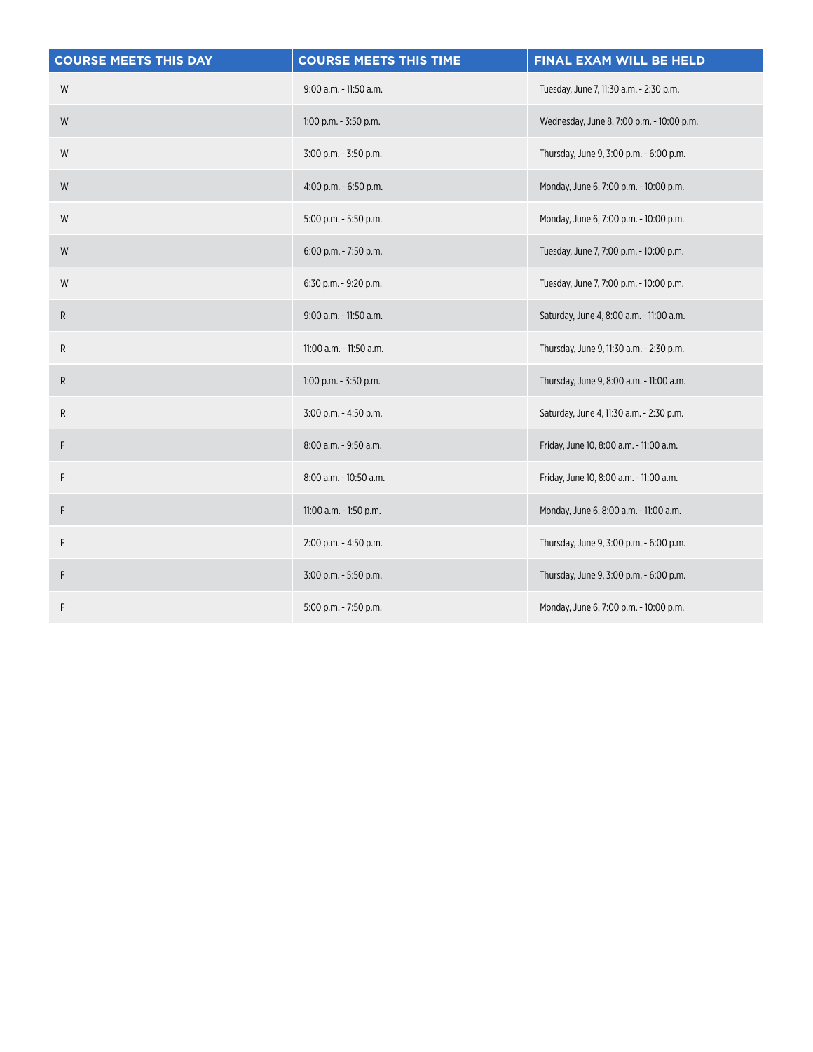| COURSE MEETS THIS DAY | COURSE MEETS THIS TIME | FINAL EXAM WILL BE HELD |
|---|---|---|
| W | 9:00 a.m. - 11:50 a.m. | Tuesday, June 7, 11:30 a.m. - 2:30 p.m. |
| W | 1:00 p.m. - 3:50 p.m. | Wednesday, June 8, 7:00 p.m. - 10:00 p.m. |
| W | 3:00 p.m. - 3:50 p.m. | Thursday, June 9, 3:00 p.m. - 6:00 p.m. |
| W | 4:00 p.m. - 6:50 p.m. | Monday, June 6, 7:00 p.m. - 10:00 p.m. |
| W | 5:00 p.m. - 5:50 p.m. | Monday, June 6, 7:00 p.m. - 10:00 p.m. |
| W | 6:00 p.m. - 7:50 p.m. | Tuesday, June 7, 7:00 p.m. - 10:00 p.m. |
| W | 6:30 p.m. - 9:20 p.m. | Tuesday, June 7, 7:00 p.m. - 10:00 p.m. |
| R | 9:00 a.m. - 11:50 a.m. | Saturday, June 4, 8:00 a.m. - 11:00 a.m. |
| R | 11:00 a.m. - 11:50 a.m. | Thursday, June 9, 11:30 a.m. - 2:30 p.m. |
| R | 1:00 p.m. - 3:50 p.m. | Thursday, June 9, 8:00 a.m. - 11:00 a.m. |
| R | 3:00 p.m. - 4:50 p.m. | Saturday, June 4, 11:30 a.m. - 2:30 p.m. |
| F | 8:00 a.m. - 9:50 a.m. | Friday, June 10, 8:00 a.m. - 11:00 a.m. |
| F | 8:00 a.m. - 10:50 a.m. | Friday, June 10, 8:00 a.m. - 11:00 a.m. |
| F | 11:00 a.m. - 1:50 p.m. | Monday, June 6, 8:00 a.m. - 11:00 a.m. |
| F | 2:00 p.m. - 4:50 p.m. | Thursday, June 9, 3:00 p.m. - 6:00 p.m. |
| F | 3:00 p.m. - 5:50 p.m. | Thursday, June 9, 3:00 p.m. - 6:00 p.m. |
| F | 5:00 p.m. - 7:50 p.m. | Monday, June 6, 7:00 p.m. - 10:00 p.m. |